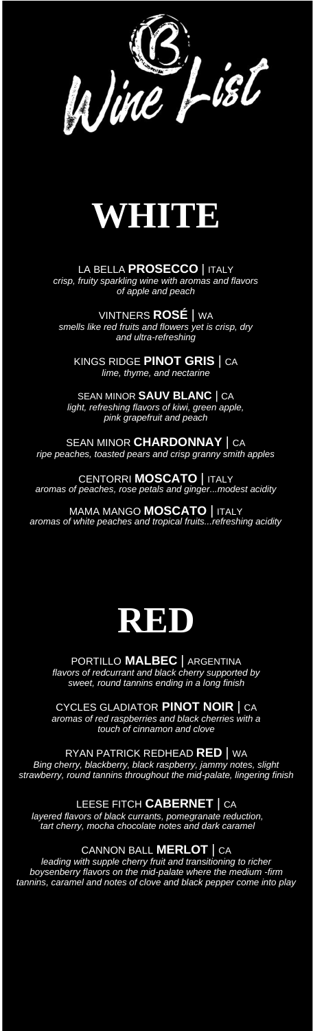# Wine List

# WHITE

LA BELLA **PROSECCO** | ITALY
*crisp, fruity sparkling wine with aromas and flavors of apple and peach*

VINTNERS **ROSÉ** | WA
*smells like red fruits and flowers yet is crisp, dry and ultra-refreshing*

KINGS RIDGE **PINOT GRIS** | CA
*lime, thyme, and nectarine*

SEAN MINOR **SAUV BLANC** | CA
*light, refreshing flavors of kiwi, green apple, pink grapefruit and peach*

SEAN MINOR **CHARDONNAY** | CA
*ripe peaches, toasted pears and crisp granny smith apples*

CENTORRI **MOSCATO** | ITALY
*aromas of peaches, rose petals and ginger...modest acidity*

MAMA MANGO **MOSCATO** | ITALY
*aromas of white peaches and tropical fruits...refreshing acidity*

# RED

PORTILLO **MALBEC** | ARGENTINA
*flavors of redcurrant and black cherry supported by sweet, round tannins ending in a long finish*

CYCLES GLADIATOR **PINOT NOIR** | CA
*aromas of red raspberries and black cherries with a touch of cinnamon and clove*

RYAN PATRICK REDHEAD **RED** | WA
*Bing cherry, blackberry, black raspberry, jammy notes, slight strawberry, round tannins throughout the mid-palate, lingering finish*

LEESE FITCH **CABERNET** | CA
*layered flavors of black currants, pomegranate reduction, tart cherry, mocha chocolate notes and dark caramel*

CANNON BALL **MERLOT** | CA
*leading with supple cherry fruit and transitioning to richer boysenberry flavors on the mid-palate where the medium -firm tannins, caramel and notes of clove and black pepper come into play*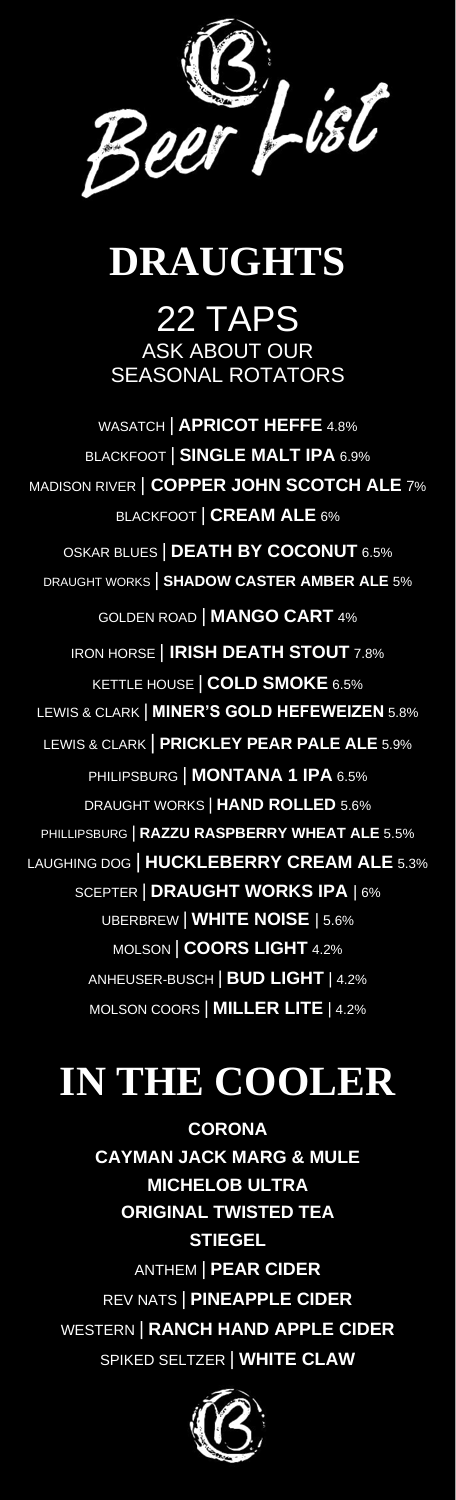# Beer List

## DRAUGHTS

### 22 TAPS

ASK ABOUT OUR SEASONAL ROTATORS

WASATCH | **APRICOT HEFFE** 4.8%

BLACKFOOT | **SINGLE MALT IPA** 6.9%

MADISON RIVER | **COPPER JOHN SCOTCH ALE** 7%

BLACKFOOT | **CREAM ALE** 6%

OSKAR BLUES | **DEATH BY COCONUT** 6.5%

DRAUGHT WORKS | **SHADOW CASTER AMBER ALE** 5%

GOLDEN ROAD | **MANGO CART** 4%

IRON HORSE | **IRISH DEATH STOUT** 7.8%

KETTLE HOUSE | **COLD SMOKE** 6.5%

LEWIS & CLARK | **MINER'S GOLD HEFEWEIZEN** 5.8%

LEWIS & CLARK | **PRICKLEY PEAR PALE ALE** 5.9%

PHILIPSBURG | **MONTANA 1 IPA** 6.5%

DRAUGHT WORKS | **HAND ROLLED** 5.6%

PHILLIPSBURG | **RAZZU RASPBERRY WHEAT ALE** 5.5%

LAUGHING DOG | **HUCKLEBERRY CREAM ALE** 5.3%

SCEPTER | **DRAUGHT WORKS IPA** | 6%

UBERBREW | **WHITE NOISE** | 5.6%

MOLSON | **COORS LIGHT** 4.2%

ANHEUSER-BUSCH | **BUD LIGHT** | 4.2%

MOLSON COORS | **MILLER LITE** | 4.2%

## IN THE COOLER

**CORONA**

**CAYMAN JACK MARG & MULE**

**MICHELOB ULTRA**

**ORIGINAL TWISTED TEA**

**STIEGEL**

ANTHEM | **PEAR CIDER**

REV NATS | **PINEAPPLE CIDER**

WESTERN | **RANCH HAND APPLE CIDER**

SPIKED SELTZER | **WHITE CLAW**